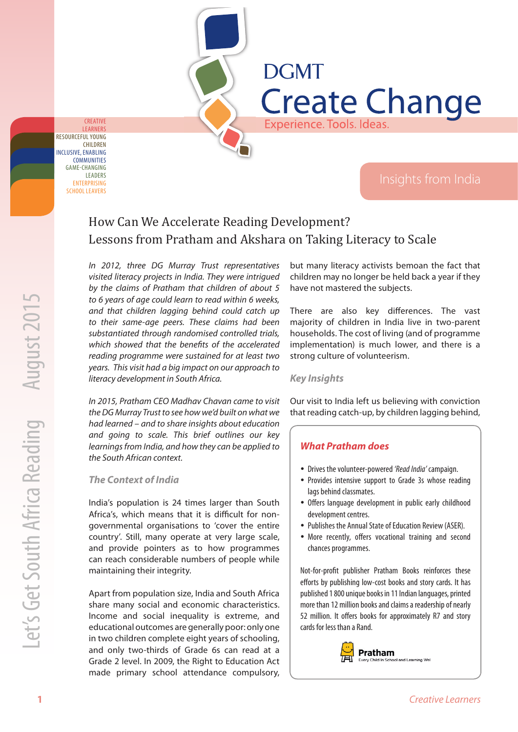# DGMT Create Change

Experience. Tools. Ideas.

CREATIVE LEARNERS
RESOURCEFUL YOUNG CHILDREN
INCLUSIVE, ENABLING COMMUNITIES
GAME-CHANGING LEADERS
ENTERPRISING SCHOOL LEAVERS

Insights from India

Let's Get South Africa Reading — August 2015

## How Can We Accelerate Reading Development? Lessons from Pratham and Akshara on Taking Literacy to Scale

*In 2012, three DG Murray Trust representatives visited literacy projects in India. They were intrigued by the claims of Pratham that children of about 5 to 6 years of age could learn to read within 6 weeks, and that children lagging behind could catch up to their same-age peers. These claims had been substantiated through randomised controlled trials, which showed that the benefits of the accelerated reading programme were sustained for at least two years. This visit had a big impact on our approach to literacy development in South Africa.*

*In 2015, Pratham CEO Madhav Chavan came to visit the DG Murray Trust to see how we'd built on what we had learned – and to share insights about education and going to scale. This brief outlines our key learnings from India, and how they can be applied to the South African context.*

### The Context of India

India's population is 24 times larger than South Africa's, which means that it is difficult for non-governmental organisations to 'cover the entire country'. Still, many operate at very large scale, and provide pointers as to how programmes can reach considerable numbers of people while maintaining their integrity.

Apart from population size, India and South Africa share many social and economic characteristics. Income and social inequality is extreme, and educational outcomes are generally poor: only one in two children complete eight years of schooling, and only two-thirds of Grade 6s can read at a Grade 2 level. In 2009, the Right to Education Act made primary school attendance compulsory, but many literacy activists bemoan the fact that children may no longer be held back a year if they have not mastered the subjects.

There are also key differences. The vast majority of children in India live in two-parent households. The cost of living (and of programme implementation) is much lower, and there is a strong culture of volunteerism.

### Key Insights

Our visit to India left us believing with conviction that reading catch-up, by children lagging behind,

> **What Pratham does**
>
> - Drives the volunteer-powered *'Read India'* campaign.
> - Provides intensive support to Grade 3s whose reading lags behind classmates.
> - Offers language development in public early childhood development centres.
> - Publishes the Annual State of Education Review (ASER).
> - More recently, offers vocational training and second chances programmes.
>
> Not-for-profit publisher Pratham Books reinforces these efforts by publishing low-cost books and story cards. It has published 1 800 unique books in 11 Indian languages, printed more than 12 million books and claims a readership of nearly 52 million. It offers books for approximately R7 and story cards for less than a Rand.
>
> Pratham — Every Child in School and Learning Well

Creative Learners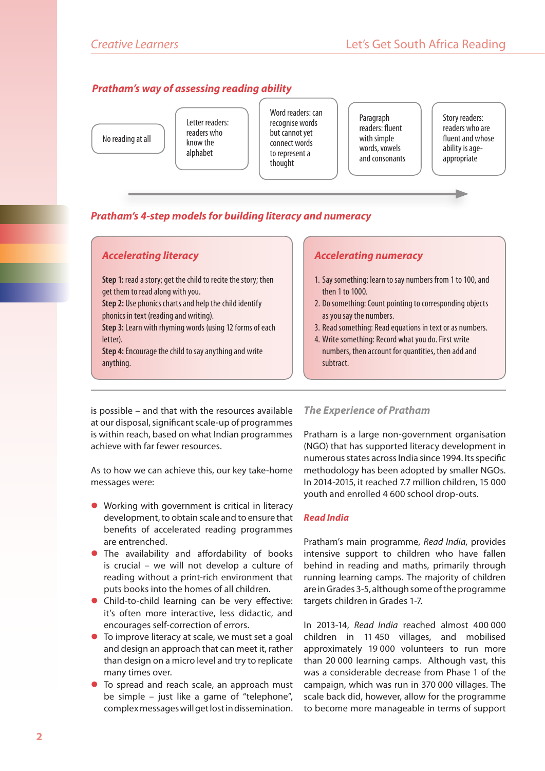### Pratham's way of assessing reading ability

No reading at all → Letter readers: readers who know the alphabet → Word readers: can recognise words but cannot yet connect words to represent a thought → Paragraph readers: fluent with simple words, vowels and consonants → Story readers: readers who are fluent and whose ability is age-appropriate

### Pratham's 4-step models for building literacy and numeracy

#### Accelerating literacy

**Step 1:** read a story; get the child to recite the story; then get them to read along with you.
**Step 2:** Use phonics charts and help the child identify phonics in text (reading and writing).
**Step 3:** Learn with rhyming words (using 12 forms of each letter).
**Step 4:** Encourage the child to say anything and write anything.

#### Accelerating numeracy

1. Say something: learn to say numbers from 1 to 100, and then 1 to 1000.
2. Do something: Count pointing to corresponding objects as you say the numbers.
3. Read something: Read equations in text or as numbers.
4. Write something: Record what you do. First write numbers, then account for quantities, then add and subtract.

is possible – and that with the resources available at our disposal, significant scale-up of programmes is within reach, based on what Indian programmes achieve with far fewer resources.

As to how we can achieve this, our key take-home messages were:

- Working with government is critical in literacy development, to obtain scale and to ensure that benefits of accelerated reading programmes are entrenched.
- The availability and affordability of books is crucial – we will not develop a culture of reading without a print-rich environment that puts books into the homes of all children.
- Child-to-child learning can be very effective: it's often more interactive, less didactic, and encourages self-correction of errors.
- To improve literacy at scale, we must set a goal and design an approach that can meet it, rather than design on a micro level and try to replicate many times over.
- To spread and reach scale, an approach must be simple – just like a game of "telephone", complex messages will get lost in dissemination.

### The Experience of Pratham

Pratham is a large non-government organisation (NGO) that has supported literacy development in numerous states across India since 1994. Its specific methodology has been adopted by smaller NGOs. In 2014-2015, it reached 7.7 million children, 15 000 youth and enrolled 4 600 school drop-outs.

### Read India

Pratham's main programme, *Read India*, provides intensive support to children who have fallen behind in reading and maths, primarily through running learning camps. The majority of children are in Grades 3-5, although some of the programme targets children in Grades 1-7.

In 2013-14, *Read India* reached almost 400 000 children in 11 450 villages, and mobilised approximately 19 000 volunteers to run more than 20 000 learning camps. Although vast, this was a considerable decrease from Phase 1 of the campaign, which was run in 370 000 villages. The scale back did, however, allow for the programme to become more manageable in terms of support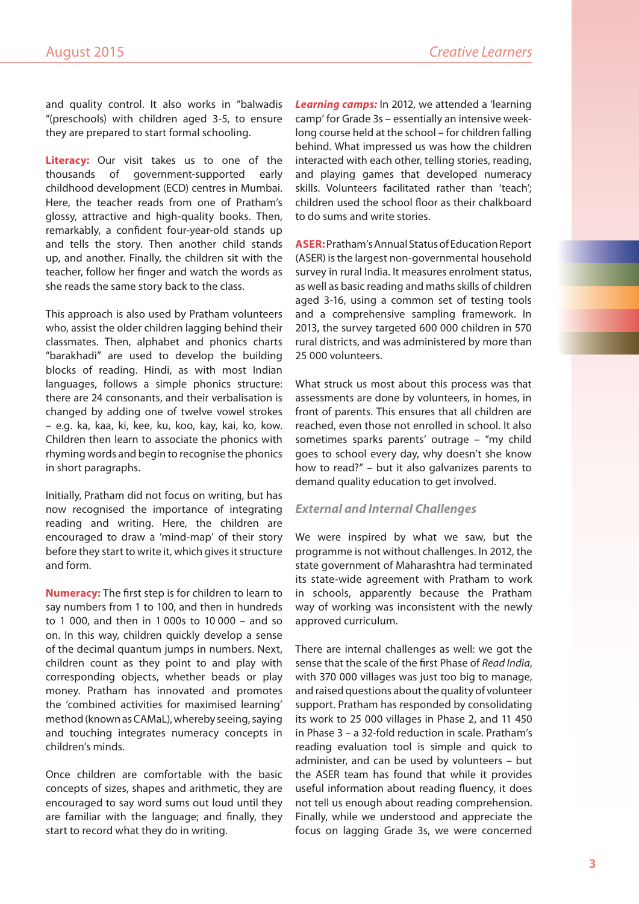and quality control. It also works in "balwadis "(preschools) with children aged 3-5, to ensure they are prepared to start formal schooling.

**Literacy:** Our visit takes us to one of the thousands of government-supported early childhood development (ECD) centres in Mumbai. Here, the teacher reads from one of Pratham's glossy, attractive and high-quality books. Then, remarkably, a confident four-year-old stands up and tells the story. Then another child stands up, and another. Finally, the children sit with the teacher, follow her finger and watch the words as she reads the same story back to the class.

This approach is also used by Pratham volunteers who, assist the older children lagging behind their classmates. Then, alphabet and phonics charts "barakhadi" are used to develop the building blocks of reading. Hindi, as with most Indian languages, follows a simple phonics structure: there are 24 consonants, and their verbalisation is changed by adding one of twelve vowel strokes – e.g. ka, kaa, ki, kee, ku, koo, kay, kai, ko, kow. Children then learn to associate the phonics with rhyming words and begin to recognise the phonics in short paragraphs.

Initially, Pratham did not focus on writing, but has now recognised the importance of integrating reading and writing. Here, the children are encouraged to draw a 'mind-map' of their story before they start to write it, which gives it structure and form.

**Numeracy:** The first step is for children to learn to say numbers from 1 to 100, and then in hundreds to 1 000, and then in 1 000s to 10 000 – and so on. In this way, children quickly develop a sense of the decimal quantum jumps in numbers. Next, children count as they point to and play with corresponding objects, whether beads or play money. Pratham has innovated and promotes the 'combined activities for maximised learning' method (known as CAMaL), whereby seeing, saying and touching integrates numeracy concepts in children's minds.

Once children are comfortable with the basic concepts of sizes, shapes and arithmetic, they are encouraged to say word sums out loud until they are familiar with the language; and finally, they start to record what they do in writing.

***Learning camps:*** In 2012, we attended a 'learning camp' for Grade 3s – essentially an intensive week-long course held at the school – for children falling behind. What impressed us was how the children interacted with each other, telling stories, reading, and playing games that developed numeracy skills. Volunteers facilitated rather than 'teach'; children used the school floor as their chalkboard to do sums and write stories.

**ASER:** Pratham's Annual Status of Education Report (ASER) is the largest non-governmental household survey in rural India. It measures enrolment status, as well as basic reading and maths skills of children aged 3-16, using a common set of testing tools and a comprehensive sampling framework. In 2013, the survey targeted 600 000 children in 570 rural districts, and was administered by more than 25 000 volunteers.

What struck us most about this process was that assessments are done by volunteers, in homes, in front of parents. This ensures that all children are reached, even those not enrolled in school. It also sometimes sparks parents' outrage – "my child goes to school every day, why doesn't she know how to read?" – but it also galvanizes parents to demand quality education to get involved.

## *External and Internal Challenges*

We were inspired by what we saw, but the programme is not without challenges. In 2012, the state government of Maharashtra had terminated its state-wide agreement with Pratham to work in schools, apparently because the Pratham way of working was inconsistent with the newly approved curriculum.

There are internal challenges as well: we got the sense that the scale of the first Phase of *Read India*, with 370 000 villages was just too big to manage, and raised questions about the quality of volunteer support. Pratham has responded by consolidating its work to 25 000 villages in Phase 2, and 11 450 in Phase 3 – a 32-fold reduction in scale. Pratham's reading evaluation tool is simple and quick to administer, and can be used by volunteers – but the ASER team has found that while it provides useful information about reading fluency, it does not tell us enough about reading comprehension. Finally, while we understand and appreciate the focus on lagging Grade 3s, we were concerned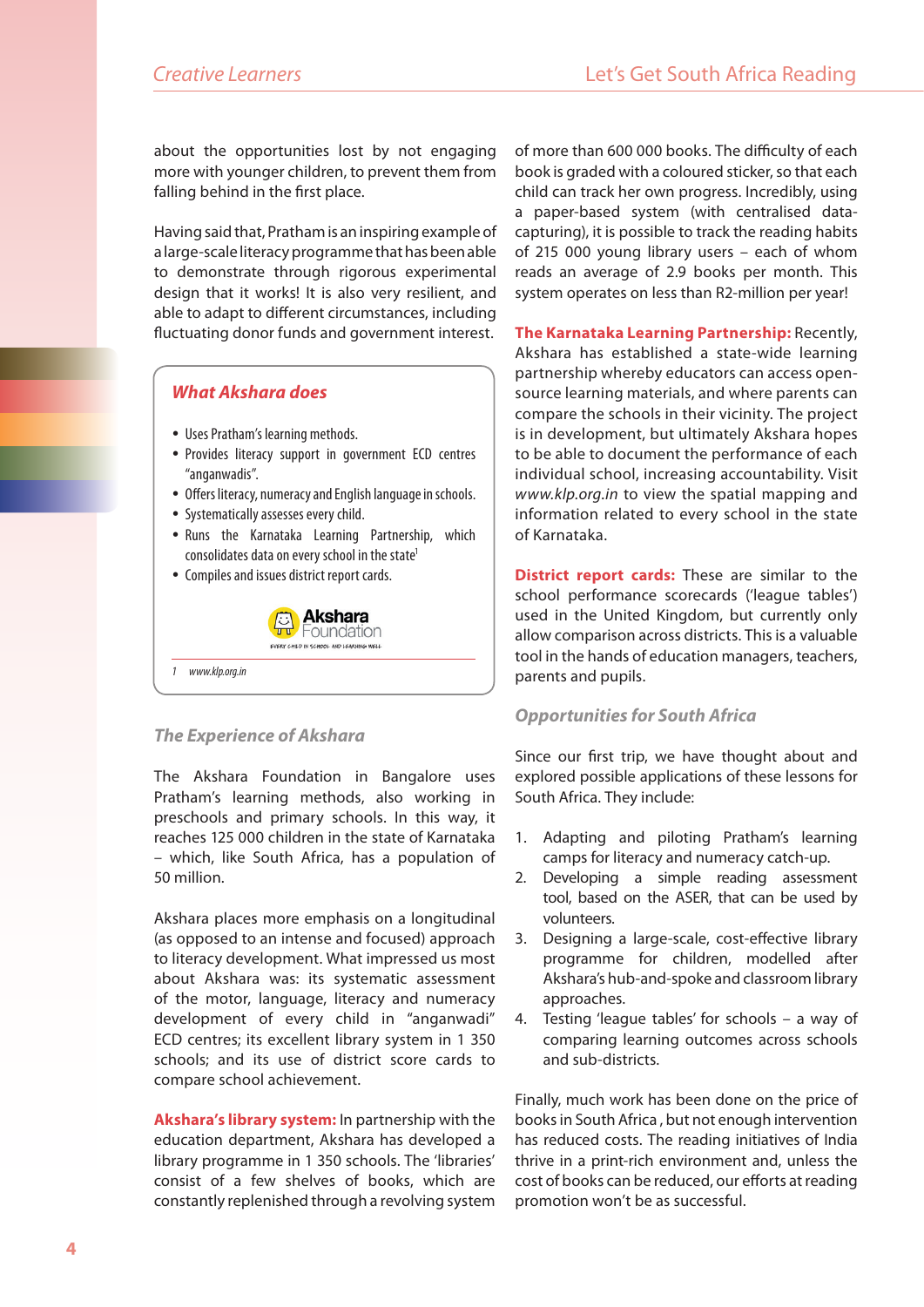about the opportunities lost by not engaging more with younger children, to prevent them from falling behind in the first place.

Having said that, Pratham is an inspiring example of a large-scale literacy programme that has been able to demonstrate through rigorous experimental design that it works! It is also very resilient, and able to adapt to different circumstances, including fluctuating donor funds and government interest.

> ### What Akshara does
>
> - Uses Pratham's learning methods.
> - Provides literacy support in government ECD centres "anganwadis".
> - Offers literacy, numeracy and English language in schools.
> - Systematically assesses every child.
> - Runs the Karnataka Learning Partnership, which consolidates data on every school in the state[1]
> - Compiles and issues district report cards.
>
> Akshara Foundation
> EVERY CHILD IN SCHOOL AND LEARNING WELL
>
> 1 www.klp.org.in

### The Experience of Akshara

The Akshara Foundation in Bangalore uses Pratham's learning methods, also working in preschools and primary schools. In this way, it reaches 125 000 children in the state of Karnataka – which, like South Africa, has a population of 50 million.

Akshara places more emphasis on a longitudinal (as opposed to an intense and focused) approach to literacy development. What impressed us most about Akshara was: its systematic assessment of the motor, language, literacy and numeracy development of every child in "anganwadi" ECD centres; its excellent library system in 1 350 schools; and its use of district score cards to compare school achievement.

**Akshara's library system:** In partnership with the education department, Akshara has developed a library programme in 1 350 schools. The 'libraries' consist of a few shelves of books, which are constantly replenished through a revolving system of more than 600 000 books. The difficulty of each book is graded with a coloured sticker, so that each child can track her own progress. Incredibly, using a paper-based system (with centralised data-capturing), it is possible to track the reading habits of 215 000 young library users – each of whom reads an average of 2.9 books per month. This system operates on less than R2-million per year!

**The Karnataka Learning Partnership:** Recently, Akshara has established a state-wide learning partnership whereby educators can access open-source learning materials, and where parents can compare the schools in their vicinity. The project is in development, but ultimately Akshara hopes to be able to document the performance of each individual school, increasing accountability. Visit *www.klp.org.in* to view the spatial mapping and information related to every school in the state of Karnataka.

**District report cards:** These are similar to the school performance scorecards ('league tables') used in the United Kingdom, but currently only allow comparison across districts. This is a valuable tool in the hands of education managers, teachers, parents and pupils.

### Opportunities for South Africa

Since our first trip, we have thought about and explored possible applications of these lessons for South Africa. They include:

1. Adapting and piloting Pratham's learning camps for literacy and numeracy catch-up.
2. Developing a simple reading assessment tool, based on the ASER, that can be used by volunteers.
3. Designing a large-scale, cost-effective library programme for children, modelled after Akshara's hub-and-spoke and classroom library approaches.
4. Testing 'league tables' for schools – a way of comparing learning outcomes across schools and sub-districts.

Finally, much work has been done on the price of books in South Africa , but not enough intervention has reduced costs. The reading initiatives of India thrive in a print-rich environment and, unless the cost of books can be reduced, our efforts at reading promotion won't be as successful.